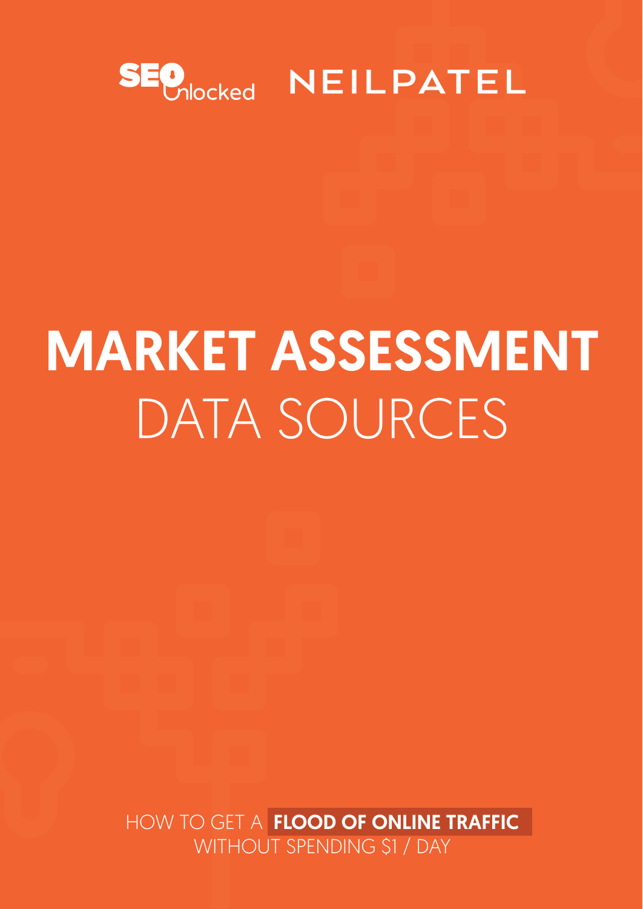SEO Unlocked NEILPATEL

# MARKET ASSESSMENT
DATA SOURCES

HOW TO GET A **FLOOD OF ONLINE TRAFFIC** WITHOUT SPENDING $1 / DAY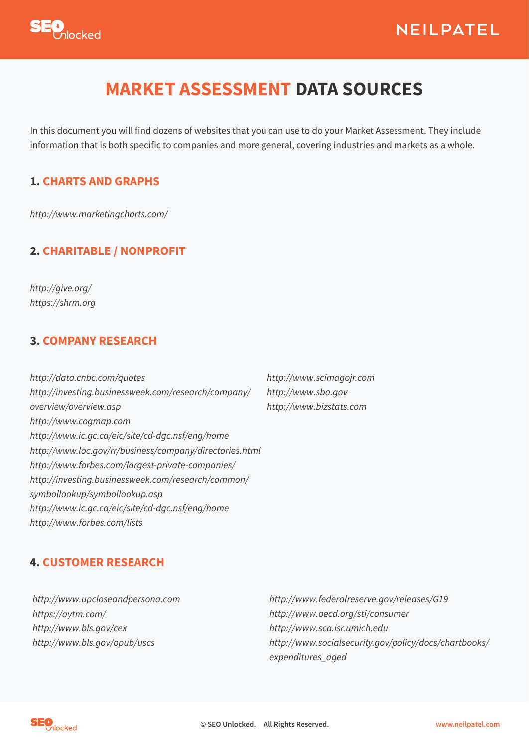# MARKET ASSESSMENT DATA SOURCES

In this document you will find dozens of websites that you can use to do your Market Assessment. They include information that is both specific to companies and more general, covering industries and markets as a whole.

## 1. CHARTS AND GRAPHS

*http://www.marketingcharts.com/*

## 2. CHARITABLE / NONPROFIT

*http://give.org/*
*https://shrm.org*

## 3. COMPANY RESEARCH

*http://data.cnbc.com/quotes*
*http://investing.businessweek.com/research/company/overview/overview.asp*
*http://www.cogmap.com*
*http://www.ic.gc.ca/eic/site/cd-dgc.nsf/eng/home*
*http://www.loc.gov/rr/business/company/directories.html*
*http://www.forbes.com/largest-private-companies/*
*http://investing.businessweek.com/research/common/symbollookup/symbollookup.asp*
*http://www.ic.gc.ca/eic/site/cd-dgc.nsf/eng/home*
*http://www.forbes.com/lists*
*http://www.scimagojr.com*
*http://www.sba.gov*
*http://www.bizstats.com*

## 4. CUSTOMER RESEARCH

*http://www.upcloseandpersona.com*
*https://aytm.com/*
*http://www.bls.gov/cex*
*http://www.bls.gov/opub/uscs*
*http://www.federalreserve.gov/releases/G19*
*http://www.oecd.org/sti/consumer*
*http://www.sca.isr.umich.edu*
*http://www.socialsecurity.gov/policy/docs/chartbooks/expenditures_aged*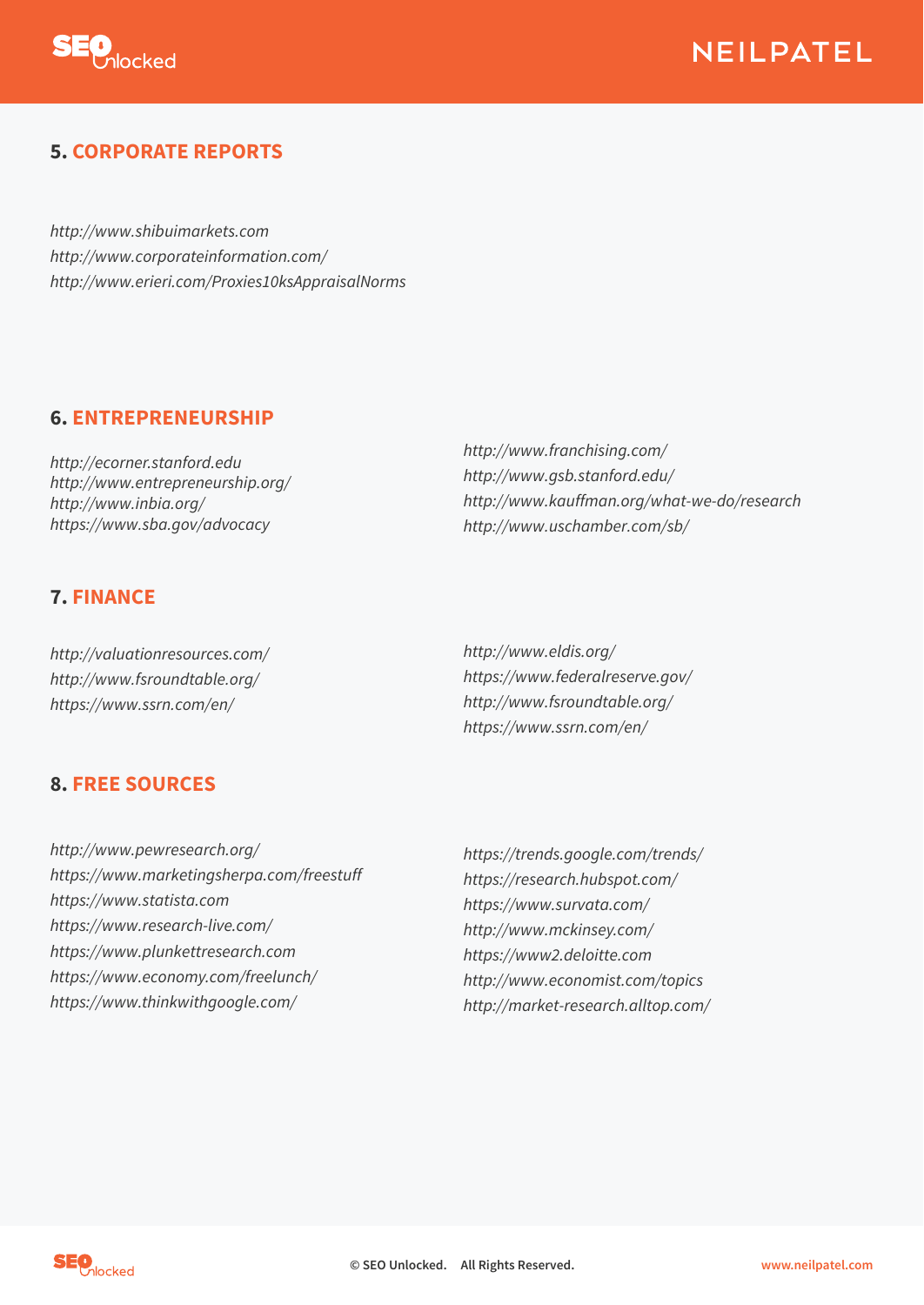## 5. CORPORATE REPORTS

*http://www.shibuimarkets.com*
*http://www.corporateinformation.com/*
*http://www.erieri.com/Proxies10ksAppraisalNorms*

## 6. ENTREPRENEURSHIP

*http://ecorner.stanford.edu*
*http://www.entrepreneurship.org/*
*http://www.inbia.org/*
*https://www.sba.gov/advocacy*
*http://www.franchising.com/*
*http://www.gsb.stanford.edu/*
*http://www.kauffman.org/what-we-do/research*
*http://www.uschamber.com/sb/*

## 7. FINANCE

*http://valuationresources.com/*
*http://www.fsroundtable.org/*
*https://www.ssrn.com/en/*
*http://www.eldis.org/*
*https://www.federalreserve.gov/*
*http://www.fsroundtable.org/*
*https://www.ssrn.com/en/*

## 8. FREE SOURCES

*http://www.pewresearch.org/*
*https://www.marketingsherpa.com/freestuff*
*https://www.statista.com*
*https://www.research-live.com/*
*https://www.plunkettresearch.com*
*https://www.economy.com/freelunch/*
*https://www.thinkwithgoogle.com/*
*https://trends.google.com/trends/*
*https://research.hubspot.com/*
*https://www.survata.com/*
*http://www.mckinsey.com/*
*https://www2.deloitte.com*
*http://www.economist.com/topics*
*http://market-research.alltop.com/*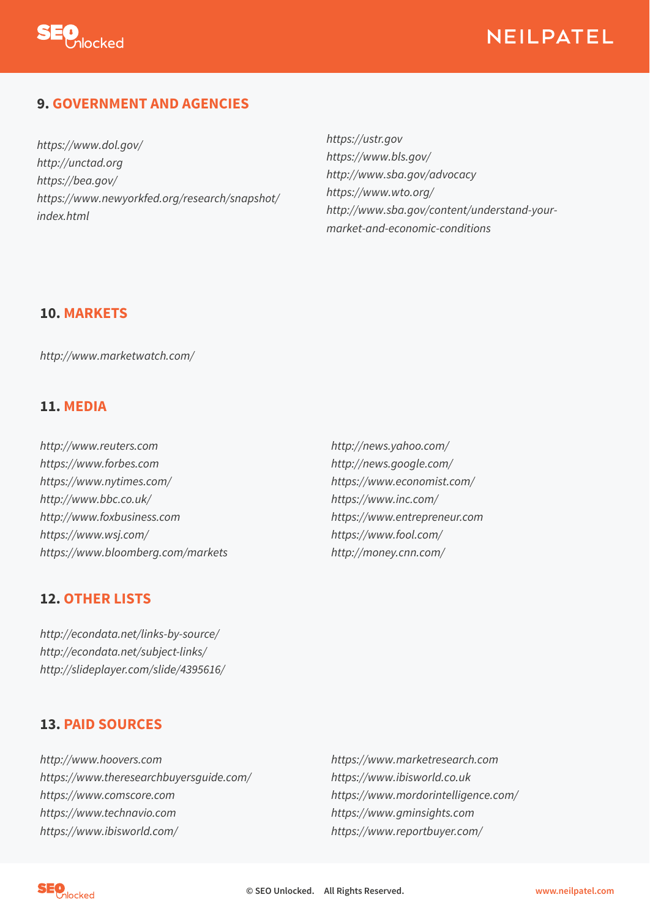## 9. GOVERNMENT AND AGENCIES

*https://www.dol.gov/*
*http://unctad.org*
*https://bea.gov/*
*https://www.newyorkfed.org/research/snapshot/index.html*
*https://ustr.gov*
*https://www.bls.gov/*
*http://www.sba.gov/advocacy*
*https://www.wto.org/*
*http://www.sba.gov/content/understand-your-market-and-economic-conditions*

## 10. MARKETS

*http://www.marketwatch.com/*

## 11. MEDIA

*http://www.reuters.com*
*https://www.forbes.com*
*https://www.nytimes.com/*
*http://www.bbc.co.uk/*
*http://www.foxbusiness.com*
*https://www.wsj.com/*
*https://www.bloomberg.com/markets*
*http://news.yahoo.com/*
*http://news.google.com/*
*https://www.economist.com/*
*https://www.inc.com/*
*https://www.entrepreneur.com*
*https://www.fool.com/*
*http://money.cnn.com/*

## 12. OTHER LISTS

*http://econdata.net/links-by-source/*
*http://econdata.net/subject-links/*
*http://slideplayer.com/slide/4395616/*

## 13. PAID SOURCES

*http://www.hoovers.com*
*https://www.theresearchbuyersguide.com/*
*https://www.comscore.com*
*https://www.technavio.com*
*https://www.ibisworld.com/*
*https://www.marketresearch.com*
*https://www.ibisworld.co.uk*
*https://www.mordorintelligence.com/*
*https://www.gminsights.com*
*https://www.reportbuyer.com/*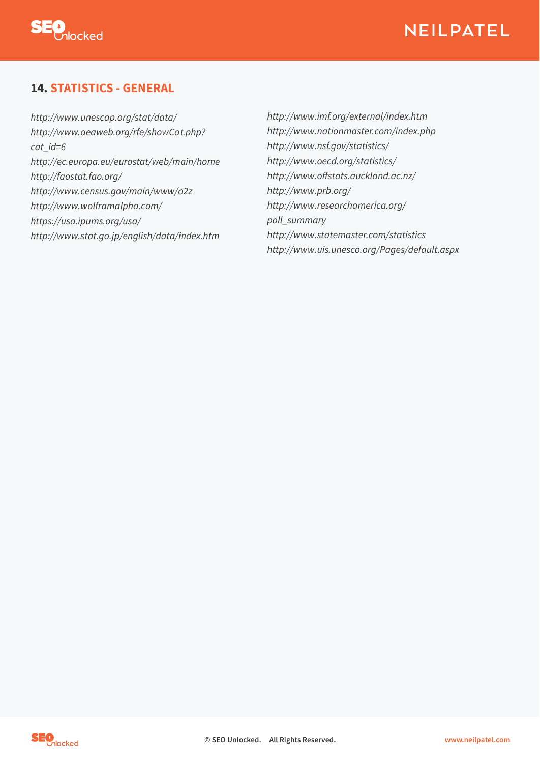## 14. STATISTICS - GENERAL

*http://www.unescap.org/stat/data/*
*http://www.aeaweb.org/rfe/showCat.php?cat_id=6*
*http://ec.europa.eu/eurostat/web/main/home*
*http://faostat.fao.org/*
*http://www.census.gov/main/www/a2z*
*http://www.wolframalpha.com/*
*https://usa.ipums.org/usa/*
*http://www.stat.go.jp/english/data/index.htm*
*http://www.imf.org/external/index.htm*
*http://www.nationmaster.com/index.php*
*http://www.nsf.gov/statistics/*
*http://www.oecd.org/statistics/*
*http://www.offstats.auckland.ac.nz/*
*http://www.prb.org/*
*http://www.researchamerica.org/poll_summary*
*http://www.statemaster.com/statistics*
*http://www.uis.unesco.org/Pages/default.aspx*